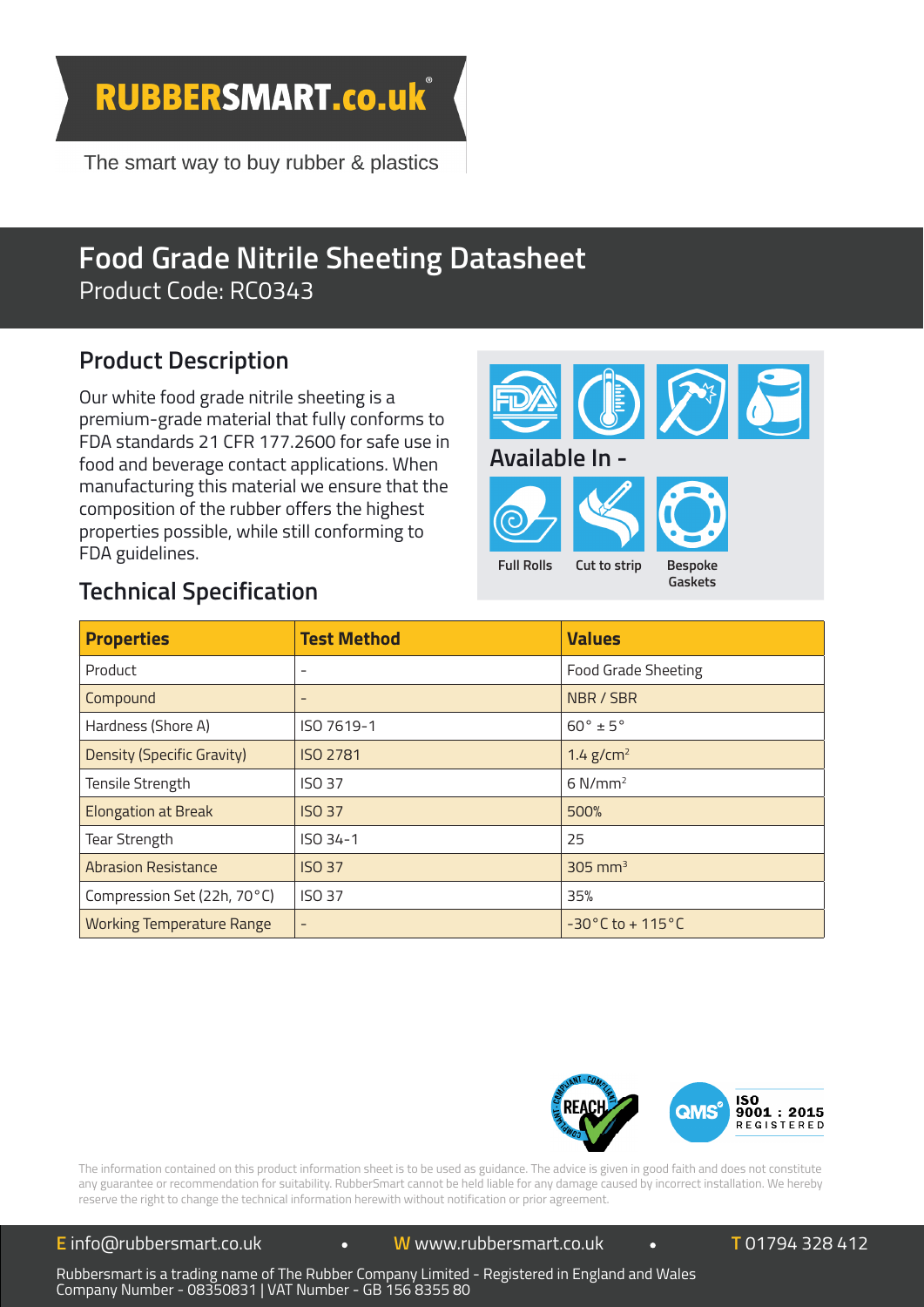RUBBERSMART.co.uk®

The smart way to buy rubber & plastics

# Food Grade Nitrile Sheeting Datasheet

Product Code: RC0343

## Product Description

Our white food grade nitrile sheeting is a premium-grade material that fully conforms to FDA standards 21 CFR 177.2600 for safe use in food and beverage contact applications. When manufacturing this material we ensure that the composition of the rubber offers the highest properties possible, while still conforming to FDA guidelines.

**Available In -**

- Full Rolls
- Cut to strip
- Bespoke Gaskets

## Technical Specification

| Properties | Test Method | Values |
|---|---|---|
| Product | - | Food Grade Sheeting |
| Compound | - | NBR / SBR |
| Hardness (Shore A) | ISO 7619-1 | 60° ± 5° |
| Density (Specific Gravity) | ISO 2781 | 1.4 g/cm$^2$ |
| Tensile Strength | ISO 37 | 6 N/mm$^2$ |
| Elongation at Break | ISO 37 | 500% |
| Tear Strength | ISO 34-1 | 25 |
| Abrasion Resistance | ISO 37 | 305 mm$^3$ |
| Compression Set (22h, 70°C) | ISO 37 | 35% |
| Working Temperature Range | - | -30°C to + 115°C |

REACH Compliant

QMS ISO 9001 : 2015 REGISTERED

The information contained on this product information sheet is to be used as guidance. The advice is given in good faith and does not constitute any guarantee or recommendation for suitability. RubberSmart cannot be held liable for any damage caused by incorrect installation. We hereby reserve the right to change the technical information herewith without notification or prior agreement.

**E** info@rubbersmart.co.uk • **W** www.rubbersmart.co.uk • **T** 01794 328 412

Rubbersmart is a trading name of The Rubber Company Limited - Registered in England and Wales
Company Number - 08350831 | VAT Number - GB 156 8355 80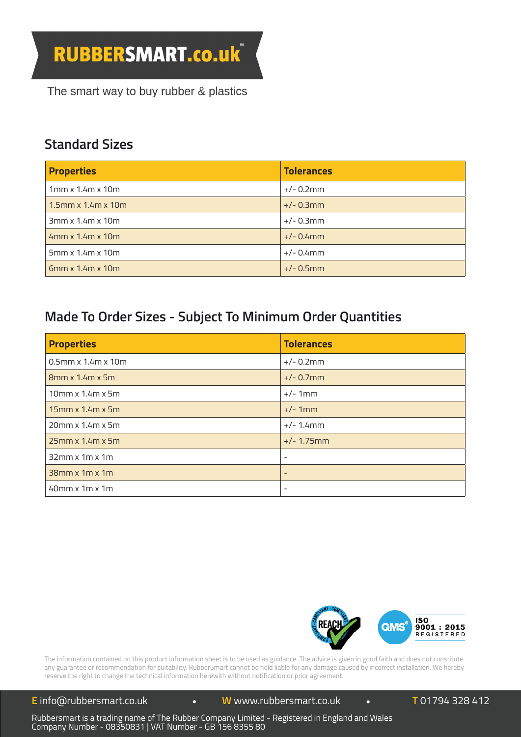RUBBERSMART.co.uk®

The smart way to buy rubber & plastics

## Standard Sizes

| Properties | Tolerances |
| --- | --- |
| 1mm x 1.4m x 10m | +/- 0.2mm |
| 1.5mm x 1.4m x 10m | +/- 0.3mm |
| 3mm x 1.4m x 10m | +/- 0.3mm |
| 4mm x 1.4m x 10m | +/- 0.4mm |
| 5mm x 1.4m x 10m | +/- 0.4mm |
| 6mm x 1.4m x 10m | +/- 0.5mm |

## Made To Order Sizes - Subject To Minimum Order Quantities

| Properties | Tolerances |
| --- | --- |
| 0.5mm x 1.4m x 10m | +/- 0.2mm |
| 8mm x 1.4m x 5m | +/- 0.7mm |
| 10mm x 1.4m x 5m | +/- 1mm |
| 15mm x 1.4m x 5m | +/- 1mm |
| 20mm x 1.4m x 5m | +/- 1.4mm |
| 25mm x 1.4m x 5m | +/- 1.75mm |
| 32mm x 1m x 1m | - |
| 38mm x 1m x 1m | - |
| 40mm x 1m x 1m | - |

REACH COMPLIANT

QMS ISO 9001 : 2015 REGISTERED

The information contained on this product information sheet is to be used as guidance. The advice is given in good faith and does not constitute any guarantee or recommendation for suitability. RubberSmart cannot be held liable for any damage caused by incorrect installation. We hereby reserve the right to change the technical information herewith without notification or prior agreement.

**E** info@rubbersmart.co.uk • **W** www.rubbersmart.co.uk • **T** 01794 328 412

Rubbersmart is a trading name of The Rubber Company Limited - Registered in England and Wales
Company Number - 08350831 | VAT Number - GB 156 8355 80